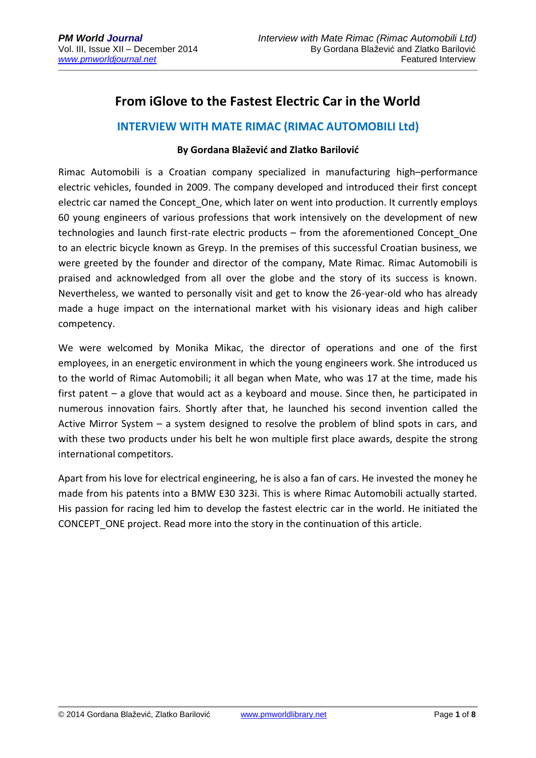# From iGlove to the Fastest Electric Car in the World

## INTERVIEW WITH MATE RIMAC (RIMAC AUTOMOBILI Ltd)

**By Gordana Blažević and Zlatko Barilović**

Rimac Automobili is a Croatian company specialized in manufacturing high–performance electric vehicles, founded in 2009. The company developed and introduced their first concept electric car named the Concept_One, which later on went into production. It currently employs 60 young engineers of various professions that work intensively on the development of new technologies and launch first-rate electric products – from the aforementioned Concept_One to an electric bicycle known as Greyp. In the premises of this successful Croatian business, we were greeted by the founder and director of the company, Mate Rimac. Rimac Automobili is praised and acknowledged from all over the globe and the story of its success is known. Nevertheless, we wanted to personally visit and get to know the 26-year-old who has already made a huge impact on the international market with his visionary ideas and high caliber competency.

We were welcomed by Monika Mikac, the director of operations and one of the first employees, in an energetic environment in which the young engineers work. She introduced us to the world of Rimac Automobili; it all began when Mate, who was 17 at the time, made his first patent – a glove that would act as a keyboard and mouse. Since then, he participated in numerous innovation fairs. Shortly after that, he launched his second invention called the Active Mirror System – a system designed to resolve the problem of blind spots in cars, and with these two products under his belt he won multiple first place awards, despite the strong international competitors.

Apart from his love for electrical engineering, he is also a fan of cars. He invested the money he made from his patents into a BMW E30 323i. This is where Rimac Automobili actually started. His passion for racing led him to develop the fastest electric car in the world. He initiated the CONCEPT_ONE project. Read more into the story in the continuation of this article.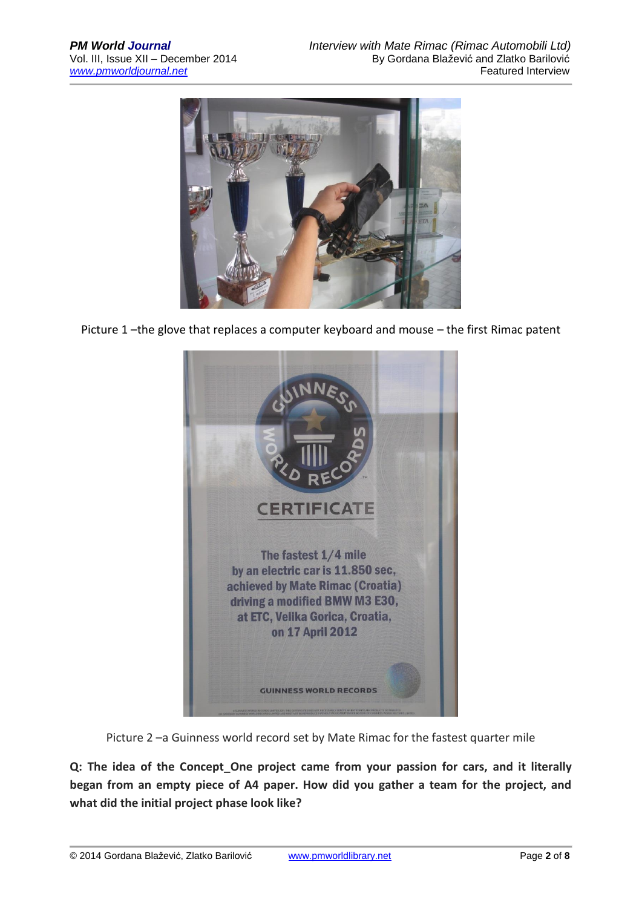Picture 1 –the glove that replaces a computer keyboard and mouse – the first Rimac patent

Picture 2 –a Guinness world record set by Mate Rimac for the fastest quarter mile

**Q: The idea of the Concept_One project came from your passion for cars, and it literally began from an empty piece of A4 paper. How did you gather a team for the project, and what did the initial project phase look like?**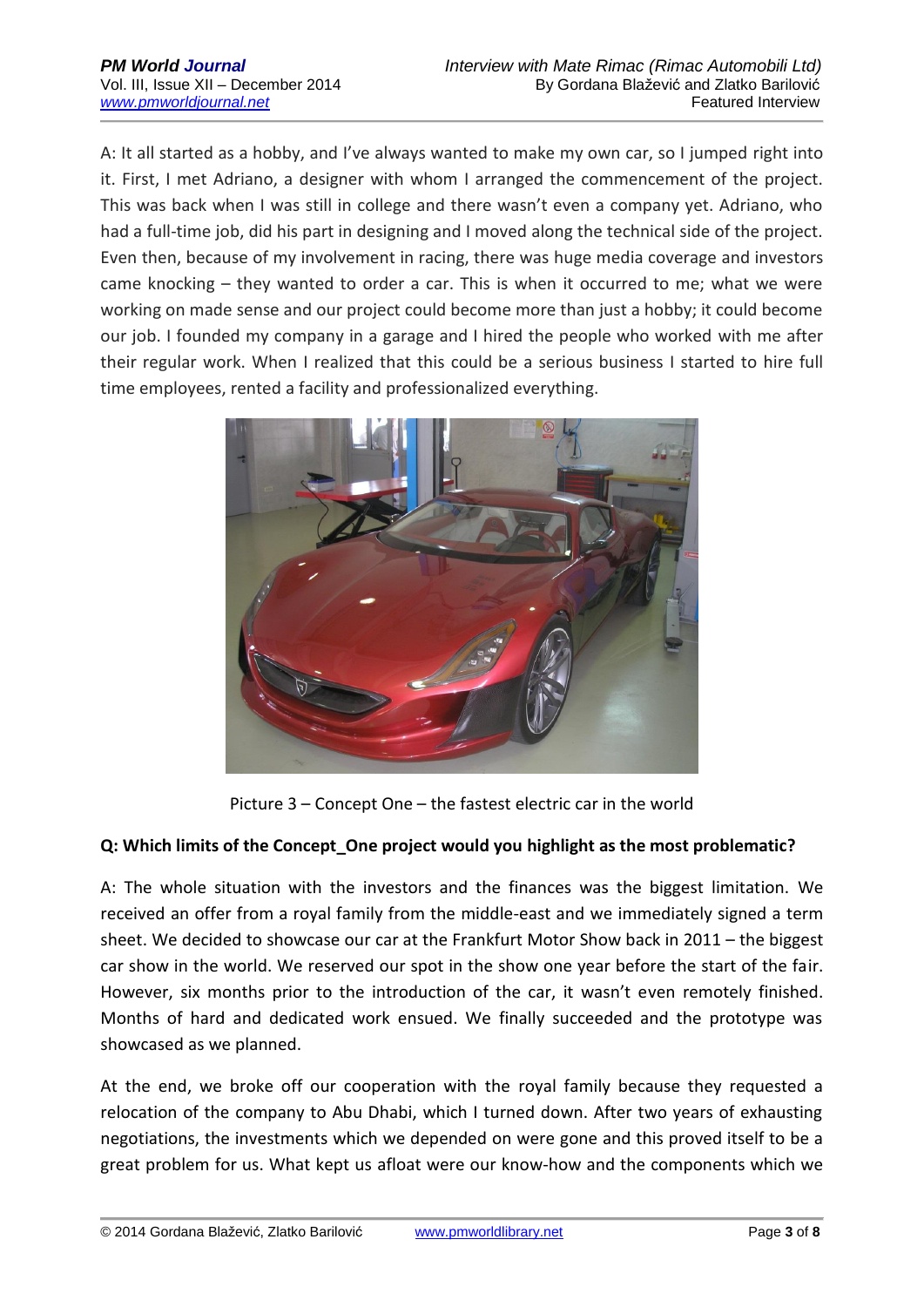A: It all started as a hobby, and I've always wanted to make my own car, so I jumped right into it. First, I met Adriano, a designer with whom I arranged the commencement of the project. This was back when I was still in college and there wasn't even a company yet. Adriano, who had a full-time job, did his part in designing and I moved along the technical side of the project. Even then, because of my involvement in racing, there was huge media coverage and investors came knocking – they wanted to order a car. This is when it occurred to me; what we were working on made sense and our project could become more than just a hobby; it could become our job. I founded my company in a garage and I hired the people who worked with me after their regular work. When I realized that this could be a serious business I started to hire full time employees, rented a facility and professionalized everything.

Picture 3 – Concept One – the fastest electric car in the world

**Q: Which limits of the Concept_One project would you highlight as the most problematic?**

A: The whole situation with the investors and the finances was the biggest limitation. We received an offer from a royal family from the middle-east and we immediately signed a term sheet. We decided to showcase our car at the Frankfurt Motor Show back in 2011 – the biggest car show in the world. We reserved our spot in the show one year before the start of the fair. However, six months prior to the introduction of the car, it wasn't even remotely finished. Months of hard and dedicated work ensued. We finally succeeded and the prototype was showcased as we planned.

At the end, we broke off our cooperation with the royal family because they requested a relocation of the company to Abu Dhabi, which I turned down. After two years of exhausting negotiations, the investments which we depended on were gone and this proved itself to be a great problem for us. What kept us afloat were our know-how and the components which we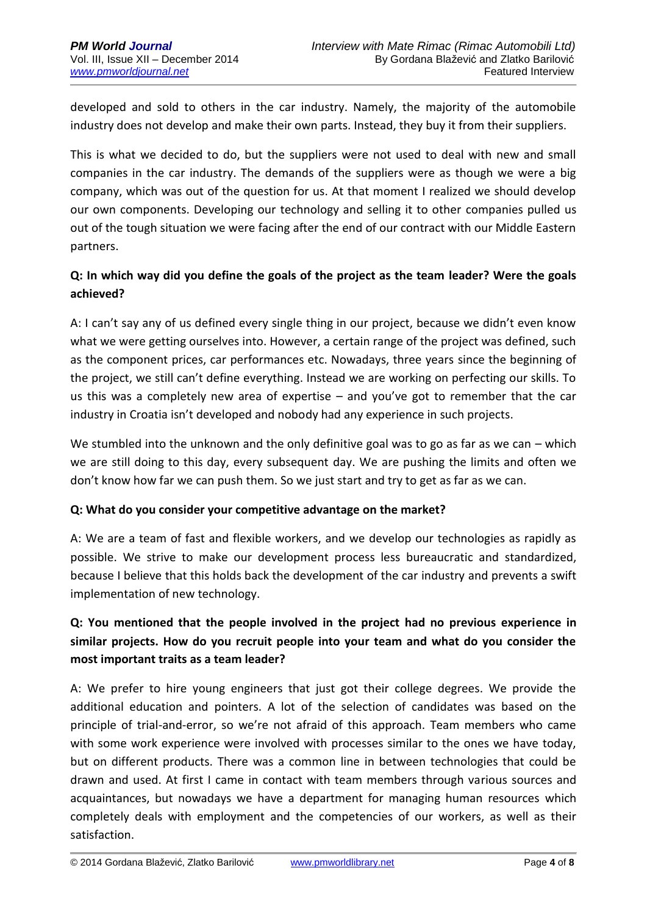developed and sold to others in the car industry. Namely, the majority of the automobile industry does not develop and make their own parts. Instead, they buy it from their suppliers.

This is what we decided to do, but the suppliers were not used to deal with new and small companies in the car industry. The demands of the suppliers were as though we were a big company, which was out of the question for us. At that moment I realized we should develop our own components. Developing our technology and selling it to other companies pulled us out of the tough situation we were facing after the end of our contract with our Middle Eastern partners.

**Q: In which way did you define the goals of the project as the team leader? Were the goals achieved?**

A: I can't say any of us defined every single thing in our project, because we didn't even know what we were getting ourselves into. However, a certain range of the project was defined, such as the component prices, car performances etc. Nowadays, three years since the beginning of the project, we still can't define everything. Instead we are working on perfecting our skills. To us this was a completely new area of expertise – and you've got to remember that the car industry in Croatia isn't developed and nobody had any experience in such projects.

We stumbled into the unknown and the only definitive goal was to go as far as we can – which we are still doing to this day, every subsequent day. We are pushing the limits and often we don't know how far we can push them. So we just start and try to get as far as we can.

**Q: What do you consider your competitive advantage on the market?**

A: We are a team of fast and flexible workers, and we develop our technologies as rapidly as possible. We strive to make our development process less bureaucratic and standardized, because I believe that this holds back the development of the car industry and prevents a swift implementation of new technology.

**Q: You mentioned that the people involved in the project had no previous experience in similar projects. How do you recruit people into your team and what do you consider the most important traits as a team leader?**

A: We prefer to hire young engineers that just got their college degrees. We provide the additional education and pointers. A lot of the selection of candidates was based on the principle of trial-and-error, so we're not afraid of this approach. Team members who came with some work experience were involved with processes similar to the ones we have today, but on different products. There was a common line in between technologies that could be drawn and used. At first I came in contact with team members through various sources and acquaintances, but nowadays we have a department for managing human resources which completely deals with employment and the competencies of our workers, as well as their satisfaction.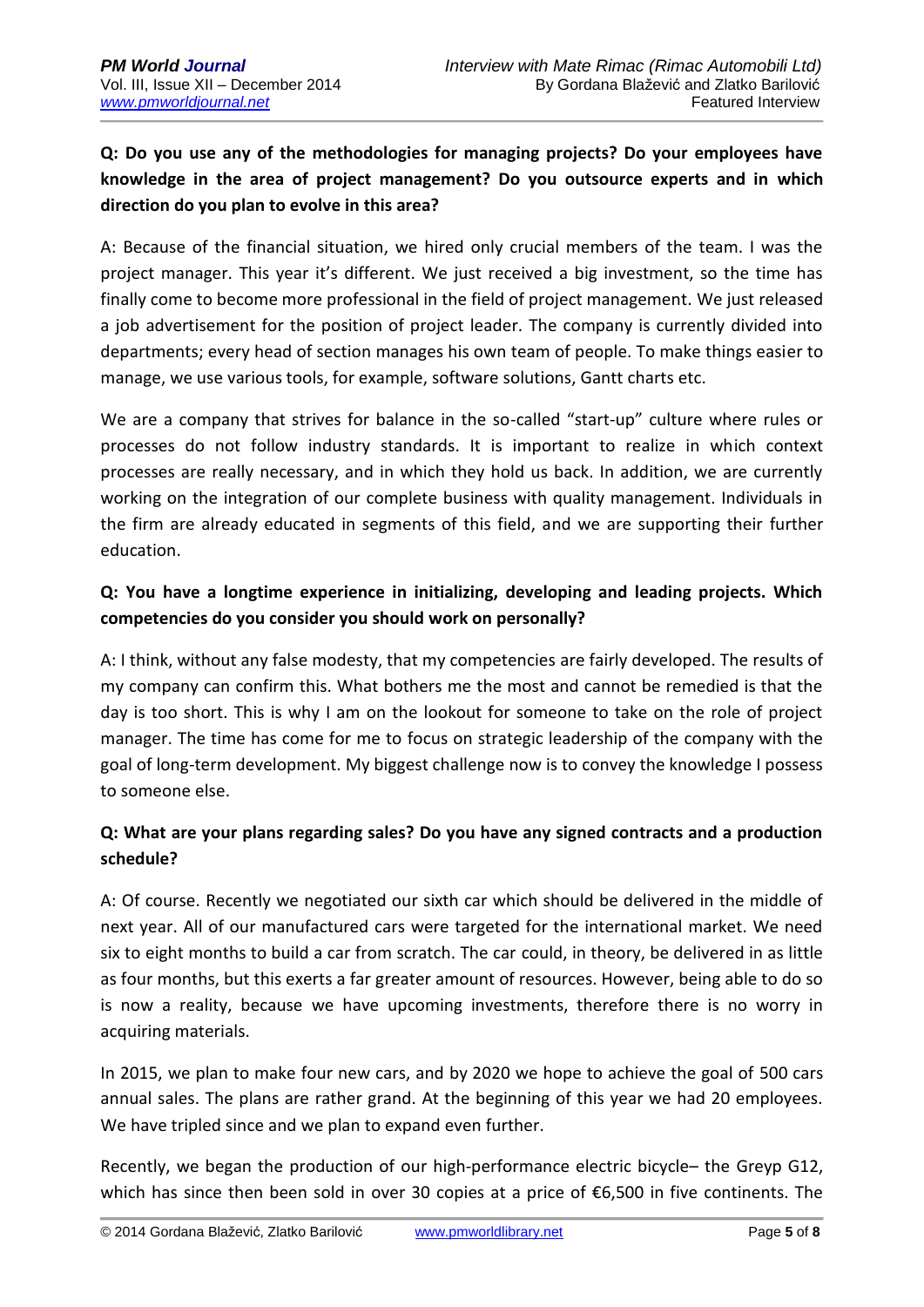**Q: Do you use any of the methodologies for managing projects? Do your employees have knowledge in the area of project management? Do you outsource experts and in which direction do you plan to evolve in this area?**

A: Because of the financial situation, we hired only crucial members of the team. I was the project manager. This year it's different. We just received a big investment, so the time has finally come to become more professional in the field of project management. We just released a job advertisement for the position of project leader. The company is currently divided into departments; every head of section manages his own team of people. To make things easier to manage, we use various tools, for example, software solutions, Gantt charts etc.

We are a company that strives for balance in the so-called "start-up" culture where rules or processes do not follow industry standards. It is important to realize in which context processes are really necessary, and in which they hold us back. In addition, we are currently working on the integration of our complete business with quality management. Individuals in the firm are already educated in segments of this field, and we are supporting their further education.

**Q: You have a longtime experience in initializing, developing and leading projects. Which competencies do you consider you should work on personally?**

A: I think, without any false modesty, that my competencies are fairly developed. The results of my company can confirm this. What bothers me the most and cannot be remedied is that the day is too short. This is why I am on the lookout for someone to take on the role of project manager. The time has come for me to focus on strategic leadership of the company with the goal of long-term development. My biggest challenge now is to convey the knowledge I possess to someone else.

**Q: What are your plans regarding sales? Do you have any signed contracts and a production schedule?**

A: Of course. Recently we negotiated our sixth car which should be delivered in the middle of next year. All of our manufactured cars were targeted for the international market. We need six to eight months to build a car from scratch. The car could, in theory, be delivered in as little as four months, but this exerts a far greater amount of resources. However, being able to do so is now a reality, because we have upcoming investments, therefore there is no worry in acquiring materials.

In 2015, we plan to make four new cars, and by 2020 we hope to achieve the goal of 500 cars annual sales. The plans are rather grand. At the beginning of this year we had 20 employees. We have tripled since and we plan to expand even further.

Recently, we began the production of our high-performance electric bicycle– the Greyp G12, which has since then been sold in over 30 copies at a price of €6,500 in five continents. The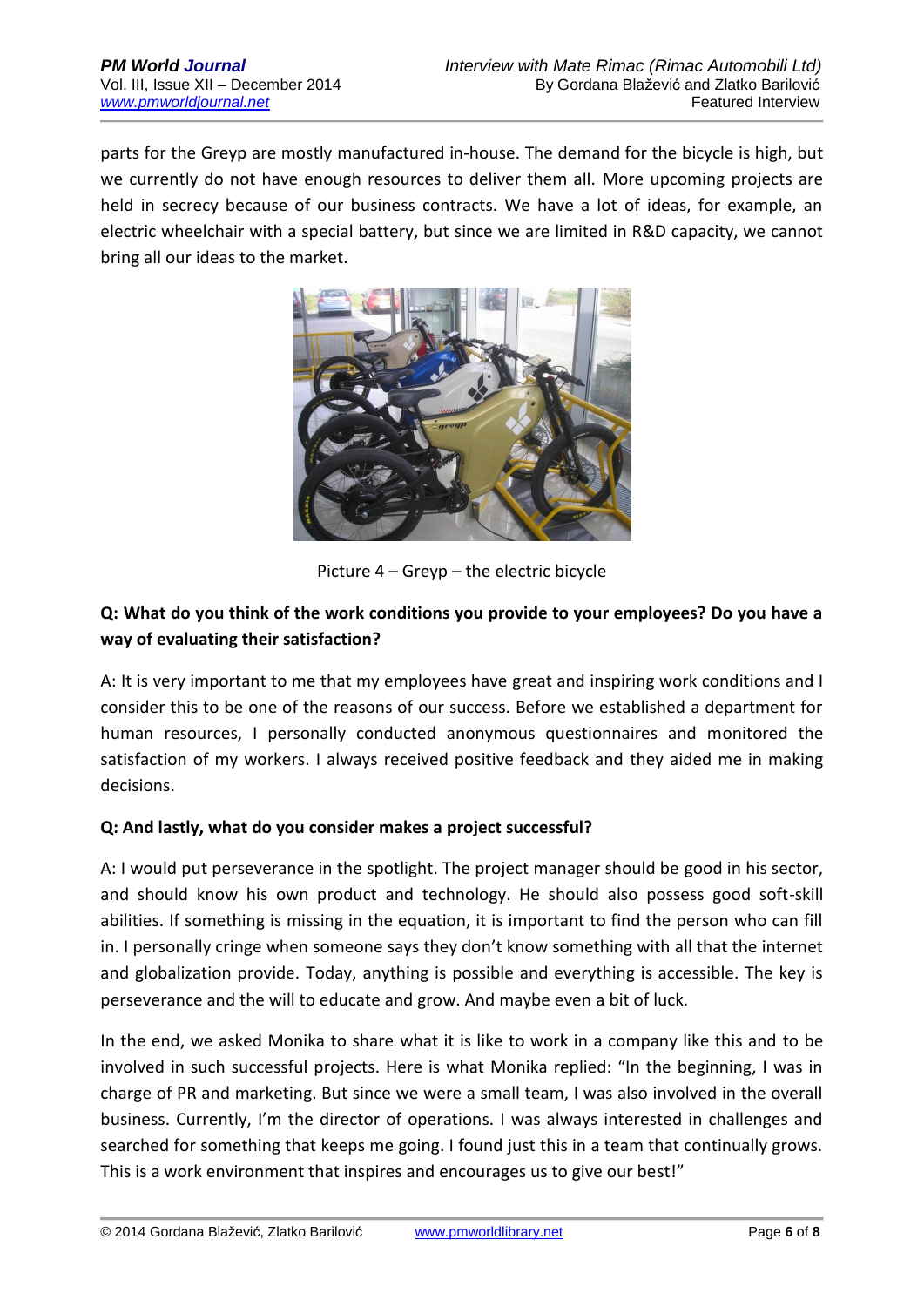parts for the Greyp are mostly manufactured in-house. The demand for the bicycle is high, but we currently do not have enough resources to deliver them all. More upcoming projects are held in secrecy because of our business contracts. We have a lot of ideas, for example, an electric wheelchair with a special battery, but since we are limited in R&D capacity, we cannot bring all our ideas to the market.

Picture 4 – Greyp – the electric bicycle

**Q: What do you think of the work conditions you provide to your employees? Do you have a way of evaluating their satisfaction?**

A: It is very important to me that my employees have great and inspiring work conditions and I consider this to be one of the reasons of our success. Before we established a department for human resources, I personally conducted anonymous questionnaires and monitored the satisfaction of my workers. I always received positive feedback and they aided me in making decisions.

**Q: And lastly, what do you consider makes a project successful?**

A: I would put perseverance in the spotlight. The project manager should be good in his sector, and should know his own product and technology. He should also possess good soft-skill abilities. If something is missing in the equation, it is important to find the person who can fill in. I personally cringe when someone says they don't know something with all that the internet and globalization provide. Today, anything is possible and everything is accessible. The key is perseverance and the will to educate and grow. And maybe even a bit of luck.

In the end, we asked Monika to share what it is like to work in a company like this and to be involved in such successful projects. Here is what Monika replied: "In the beginning, I was in charge of PR and marketing. But since we were a small team, I was also involved in the overall business. Currently, I'm the director of operations. I was always interested in challenges and searched for something that keeps me going. I found just this in a team that continually grows. This is a work environment that inspires and encourages us to give our best!"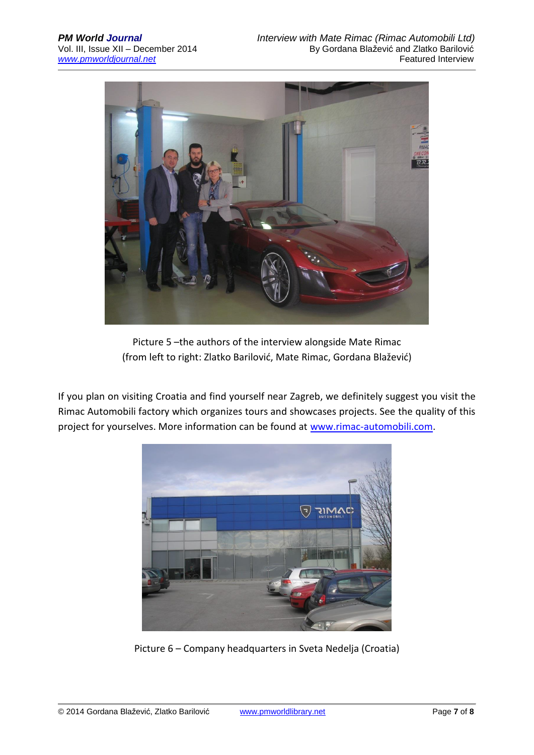Picture 5 –the authors of the interview alongside Mate Rimac
(from left to right: Zlatko Barilović, Mate Rimac, Gordana Blažević)

If you plan on visiting Croatia and find yourself near Zagreb, we definitely suggest you visit the Rimac Automobili factory which organizes tours and showcases projects. See the quality of this project for yourselves. More information can be found at www.rimac-automobili.com.

Picture 6 – Company headquarters in Sveta Nedelja (Croatia)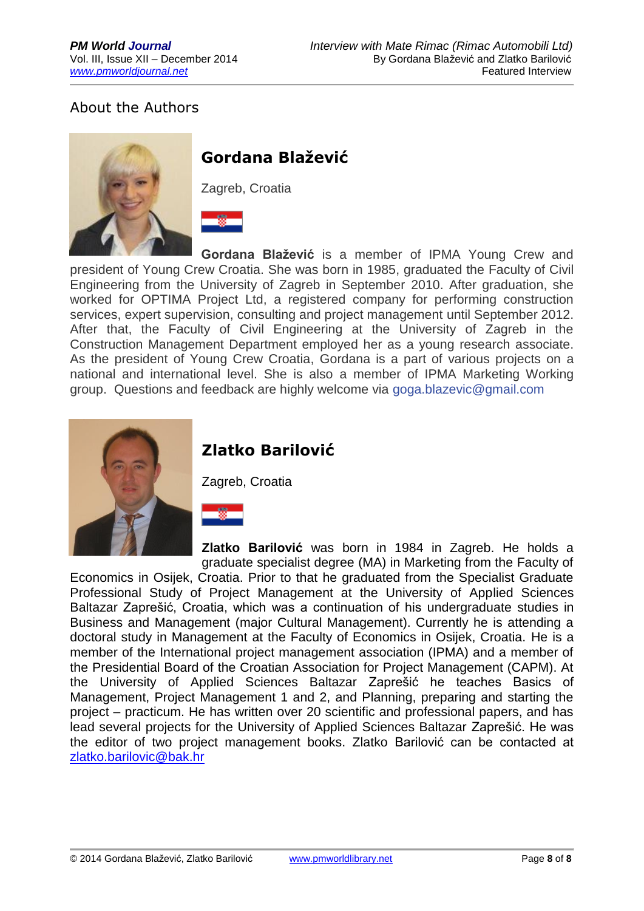## About the Authors

### Gordana Blažević

Zagreb, Croatia

**Gordana Blažević** is a member of IPMA Young Crew and president of Young Crew Croatia. She was born in 1985, graduated the Faculty of Civil Engineering from the University of Zagreb in September 2010. After graduation, she worked for OPTIMA Project Ltd, a registered company for performing construction services, expert supervision, consulting and project management until September 2012. After that, the Faculty of Civil Engineering at the University of Zagreb in the Construction Management Department employed her as a young research associate. As the president of Young Crew Croatia, Gordana is a part of various projects on a national and international level. She is also a member of IPMA Marketing Working group. Questions and feedback are highly welcome via goga.blazevic@gmail.com

### Zlatko Barilović

Zagreb, Croatia

**Zlatko Barilović** was born in 1984 in Zagreb. He holds a graduate specialist degree (MA) in Marketing from the Faculty of Economics in Osijek, Croatia. Prior to that he graduated from the Specialist Graduate Professional Study of Project Management at the University of Applied Sciences Baltazar Zaprešić, Croatia, which was a continuation of his undergraduate studies in Business and Management (major Cultural Management). Currently he is attending a doctoral study in Management at the Faculty of Economics in Osijek, Croatia. He is a member of the International project management association (IPMA) and a member of the Presidential Board of the Croatian Association for Project Management (CAPM). At the University of Applied Sciences Baltazar Zaprešić he teaches Basics of Management, Project Management 1 and 2, and Planning, preparing and starting the project – practicum. He has written over 20 scientific and professional papers, and has lead several projects for the University of Applied Sciences Baltazar Zaprešić. He was the editor of two project management books. Zlatko Barilović can be contacted at zlatko.barilovic@bak.hr